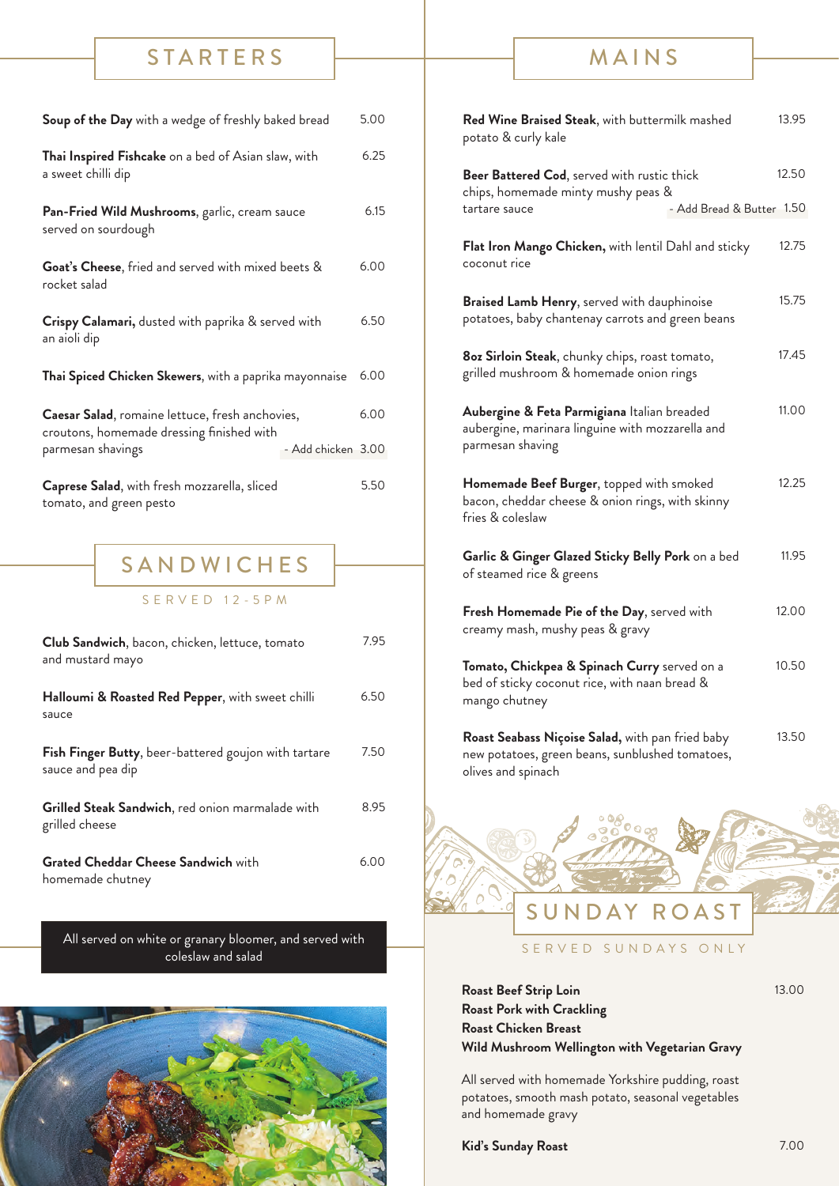## STARTERS

**Soup of the Day** with a wedge of freshly baked bread — 5.00

**Thai Inspired Fishcake** on a bed of Asian slaw, with a sweet chilli dip — 6.25

**Pan-Fried Wild Mushrooms**, garlic, cream sauce served on sourdough — 6.15

**Goat's Cheese**, fried and served with mixed beets & rocket salad — 6.00

**Crispy Calamari,** dusted with paprika & served with an aioli dip — 6.50

**Thai Spiced Chicken Skewers**, with a paprika mayonnaise — 6.00

**Caesar Salad**, romaine lettuce, fresh anchovies, croutons, homemade dressing finished with parmesan shavings — 6.00
- Add chicken 3.00

**Caprese Salad**, with fresh mozzarella, sliced tomato, and green pesto — 5.50

## SANDWICHES

SERVED 12-5PM

**Club Sandwich**, bacon, chicken, lettuce, tomato and mustard mayo — 7.95

**Halloumi & Roasted Red Pepper**, with sweet chilli sauce — 6.50

**Fish Finger Butty**, beer-battered goujon with tartare sauce and pea dip — 7.50

**Grilled Steak Sandwich**, red onion marmalade with grilled cheese — 8.95

**Grated Cheddar Cheese Sandwich** with homemade chutney — 6.00

All served on white or granary bloomer, and served with coleslaw and salad

## MAINS

**Red Wine Braised Steak**, with buttermilk mashed potato & curly kale — 13.95

**Beer Battered Cod**, served with rustic thick chips, homemade minty mushy peas & tartare sauce — 12.50
- Add Bread & Butter 1.50

**Flat Iron Mango Chicken,** with lentil Dahl and sticky coconut rice — 12.75

**Braised Lamb Henry**, served with dauphinoise potatoes, baby chantenay carrots and green beans — 15.75

**8oz Sirloin Steak**, chunky chips, roast tomato, grilled mushroom & homemade onion rings — 17.45

**Aubergine & Feta Parmigiana** Italian breaded aubergine, marinara linguine with mozzarella and parmesan shaving — 11.00

**Homemade Beef Burger**, topped with smoked bacon, cheddar cheese & onion rings, with skinny fries & coleslaw — 12.25

**Garlic & Ginger Glazed Sticky Belly Pork** on a bed of steamed rice & greens — 11.95

**Fresh Homemade Pie of the Day**, served with creamy mash, mushy peas & gravy — 12.00

**Tomato, Chickpea & Spinach Curry** served on a bed of sticky coconut rice, with naan bread & mango chutney — 10.50

**Roast Seabass Niçoise Salad,** with pan fried baby new potatoes, green beans, sunblushed tomatoes, olives and spinach — 13.50

## SUNDAY ROAST

SERVED SUNDAYS ONLY

**Roast Beef Strip Loin** — 13.00
**Roast Pork with Crackling**
**Roast Chicken Breast**
**Wild Mushroom Wellington with Vegetarian Gravy**

All served with homemade Yorkshire pudding, roast potatoes, smooth mash potato, seasonal vegetables and homemade gravy

**Kid's Sunday Roast** — 7.00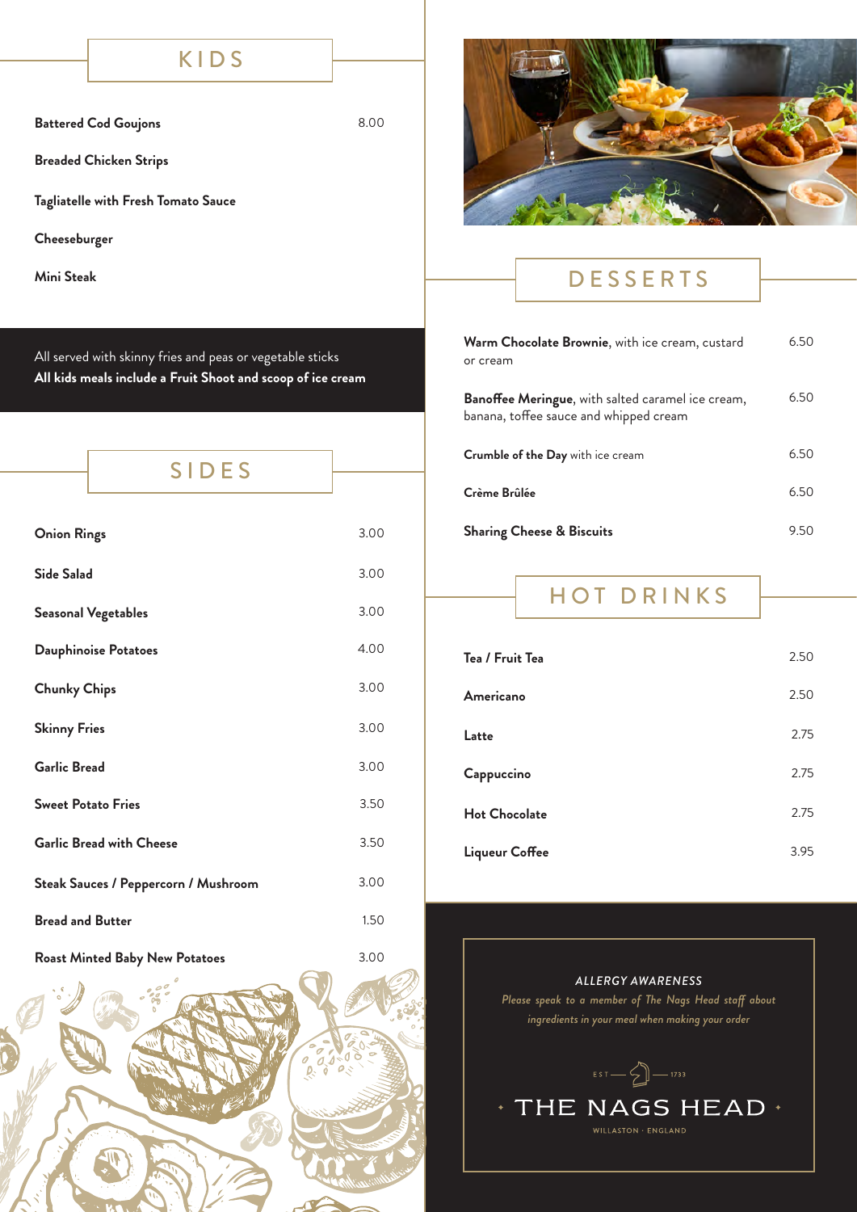## KIDS

| | |
|---|---|
| **Battered Cod Goujons** | 8.00 |
| **Breaded Chicken Strips** | |
| **Tagliatelle with Fresh Tomato Sauce** | |
| **Cheeseburger** | |
| **Mini Steak** | |

All served with skinny fries and peas or vegetable sticks
**All kids meals include a Fruit Shoot and scoop of ice cream**

## SIDES

| | |
|---|---|
| **Onion Rings** | 3.00 |
| **Side Salad** | 3.00 |
| **Seasonal Vegetables** | 3.00 |
| **Dauphinoise Potatoes** | 4.00 |
| **Chunky Chips** | 3.00 |
| **Skinny Fries** | 3.00 |
| **Garlic Bread** | 3.00 |
| **Sweet Potato Fries** | 3.50 |
| **Garlic Bread with Cheese** | 3.50 |
| **Steak Sauces / Peppercorn / Mushroom** | 3.00 |
| **Bread and Butter** | 1.50 |
| **Roast Minted Baby New Potatoes** | 3.00 |

## DESSERTS

| | |
|---|---|
| **Warm Chocolate Brownie**, with ice cream, custard or cream | 6.50 |
| **Banoffee Meringue**, with salted caramel ice cream, banana, toffee sauce and whipped cream | 6.50 |
| **Crumble of the Day** with ice cream | 6.50 |
| **Crème Brûlée** | 6.50 |
| **Sharing Cheese & Biscuits** | 9.50 |

## HOT DRINKS

| | |
|---|---|
| **Tea / Fruit Tea** | 2.50 |
| **Americano** | 2.50 |
| **Latte** | 2.75 |
| **Cappuccino** | 2.75 |
| **Hot Chocolate** | 2.75 |
| **Liqueur Coffee** | 3.95 |

*ALLERGY AWARENESS*

*Please speak to a member of The Nags Head staff about ingredients in your meal when making your order*

EST 1733

THE NAGS HEAD

WILLASTON · ENGLAND